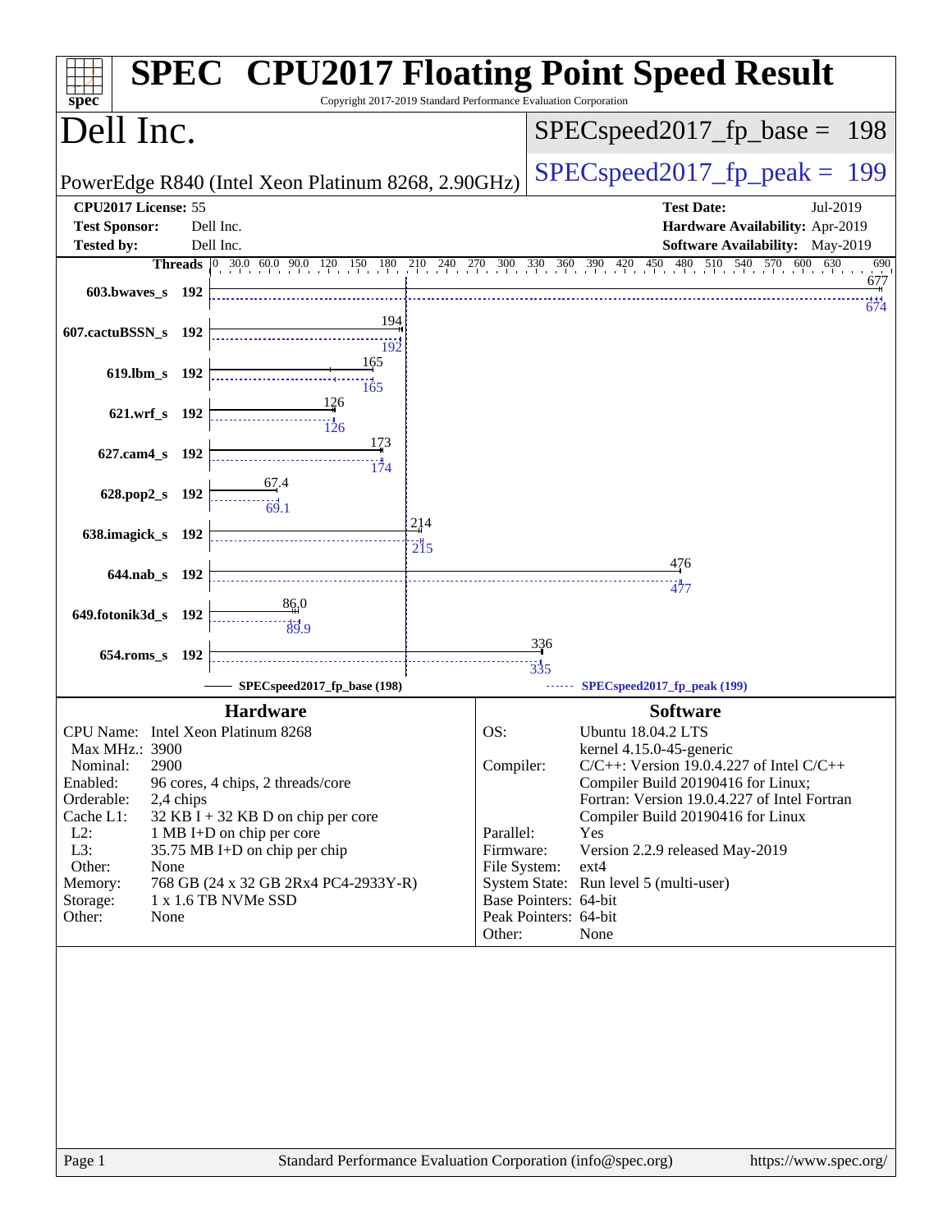# SPEC CPU2017 Floating Point Speed Result

Copyright 2017-2019 Standard Performance Evaluation Corporation

## Dell Inc.

PowerEdge R840 (Intel Xeon Platinum 8268, 2.90GHz)

SPECspeed2017_fp_base = 198

SPECspeed2017_fp_peak = 199

**CPU2017 License:** 55
**Test Sponsor:** Dell Inc.
**Tested by:** Dell Inc.

**Test Date:** Jul-2019
**Hardware Availability:** Apr-2019
**Software Availability:** May-2019

Threads 0 30.0 60.0 90.0 120 150 180 210 240 270 300 330 360 390 420 450 480 510 540 570 600 630 690

603.bwaves_s 192 677 674
607.cactuBSSN_s 192 194 192
619.lbm_s 192 165 165
621.wrf_s 192 126 126
627.cam4_s 192 173 174
628.pop2_s 192 67.4 69.1
638.imagick_s 192 214 215
644.nab_s 192 476 477
649.fotonik3d_s 192 86.0 89.9
654.roms_s 192 336 335

SPECspeed2017_fp_base (198)
SPECspeed2017_fp_peak (199)

### Hardware

| | |
|---|---|
| CPU Name: | Intel Xeon Platinum 8268 |
| Max MHz.: | 3900 |
| Nominal: | 2900 |
| Enabled: | 96 cores, 4 chips, 2 threads/core |
| Orderable: | 2,4 chips |
| Cache L1: | 32 KB I + 32 KB D on chip per core |
| L2: | 1 MB I+D on chip per core |
| L3: | 35.75 MB I+D on chip per chip |
| Other: | None |
| Memory: | 768 GB (24 x 32 GB 2Rx4 PC4-2933Y-R) |
| Storage: | 1 x 1.6 TB NVMe SSD |
| Other: | None |

### Software

| | |
|---|---|
| OS: | Ubuntu 18.04.2 LTS<br>kernel 4.15.0-45-generic |
| Compiler: | C/C++: Version 19.0.4.227 of Intel C/C++ Compiler Build 20190416 for Linux;<br>Fortran: Version 19.0.4.227 of Intel Fortran Compiler Build 20190416 for Linux |
| Parallel: | Yes |
| Firmware: | Version 2.2.9 released May-2019 |
| File System: | ext4 |
| System State: | Run level 5 (multi-user) |
| Base Pointers: | 64-bit |
| Peak Pointers: | 64-bit |
| Other: | None |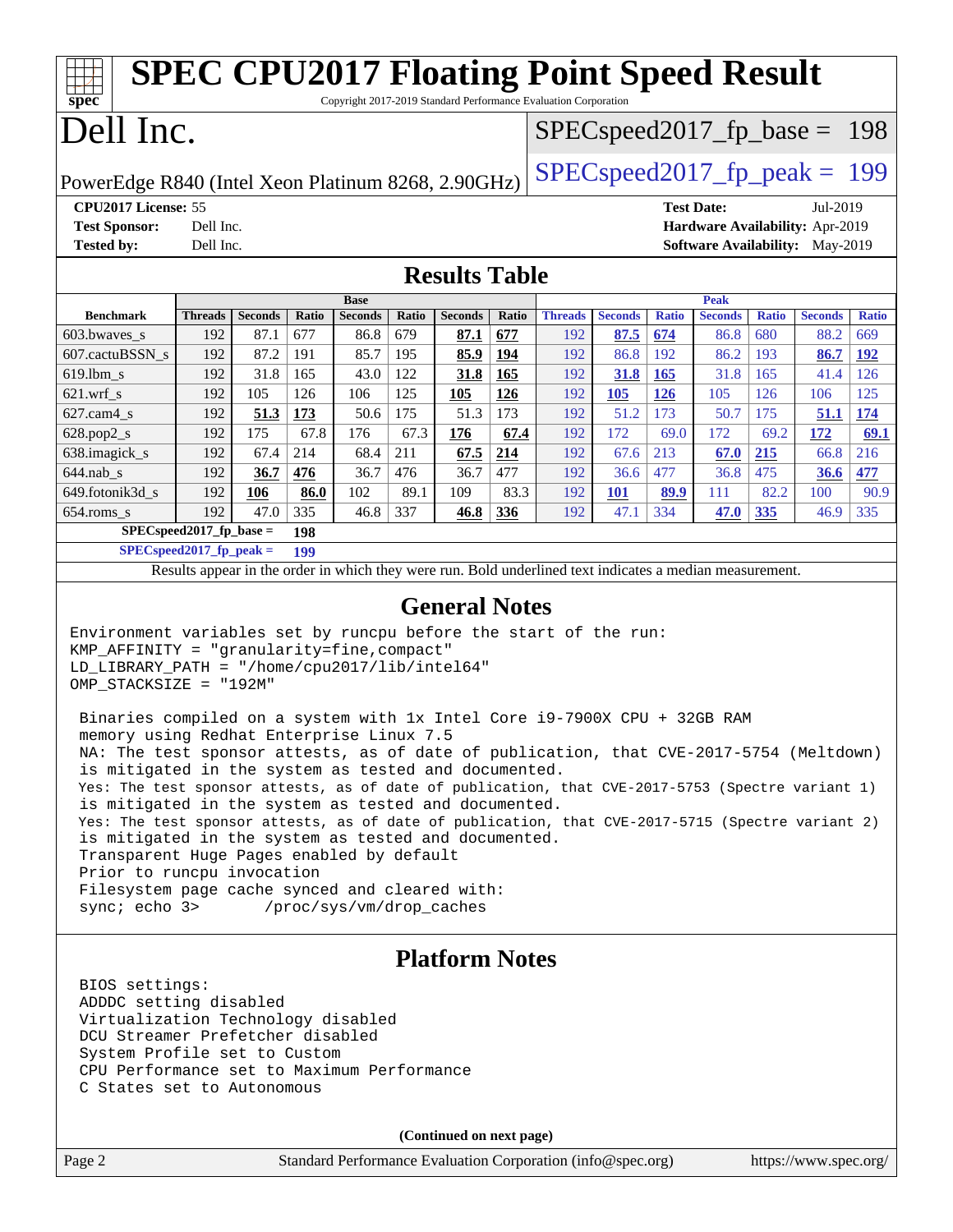# SPEC CPU2017 Floating Point Speed Result

Copyright 2017-2019 Standard Performance Evaluation Corporation

# Dell Inc.

PowerEdge R840 (Intel Xeon Platinum 8268, 2.90GHz)

SPECspeed2017_fp_base = 198

SPECspeed2017_fp_peak = 199

**CPU2017 License:** 55
**Test Sponsor:** Dell Inc.
**Tested by:** Dell Inc.

**Test Date:** Jul-2019
**Hardware Availability:** Apr-2019
**Software Availability:** May-2019

## Results Table

| Benchmark | Base | | | | | | | Peak | | | | | | |
|---|---|---|---|---|---|---|---|---|---|---|---|---|---|---|
| | Threads | Seconds | Ratio | Seconds | Ratio | Seconds | Ratio | Threads | Seconds | Ratio | Seconds | Ratio | Seconds | Ratio |
| 603.bwaves_s | 192 | 87.1 | 677 | 86.8 | 679 | **87.1** | **677** | 192 | **87.5** | **674** | 86.8 | 680 | 88.2 | 669 |
| 607.cactuBSSN_s | 192 | 87.2 | 191 | 85.7 | 195 | **85.9** | **194** | 192 | 86.8 | 192 | 86.2 | 193 | **86.7** | **192** |
| 619.lbm_s | 192 | 31.8 | 165 | 43.0 | 122 | **31.8** | **165** | 192 | **31.8** | **165** | 31.8 | 165 | 41.4 | 126 |
| 621.wrf_s | 192 | 105 | 126 | 106 | 125 | **105** | **126** | 192 | **105** | **126** | 105 | 126 | 106 | 125 |
| 627.cam4_s | 192 | **51.3** | **173** | 50.6 | 175 | 51.3 | 173 | 192 | 51.2 | 173 | 50.7 | 175 | **51.1** | **174** |
| 628.pop2_s | 192 | 175 | 67.8 | 176 | 67.3 | **176** | **67.4** | 192 | 172 | 69.0 | 172 | 69.2 | **172** | **69.1** |
| 638.imagick_s | 192 | 67.4 | 214 | 68.4 | 211 | **67.5** | **214** | 192 | 67.6 | 213 | **67.0** | **215** | 66.8 | 216 |
| 644.nab_s | 192 | **36.7** | **476** | 36.7 | 476 | 36.7 | 477 | 192 | 36.6 | 477 | 36.8 | 475 | **36.6** | **477** |
| 649.fotonik3d_s | 192 | **106** | **86.0** | 102 | 89.1 | 109 | 83.3 | 192 | **101** | **89.9** | 111 | 82.2 | 100 | 90.9 |
| 654.roms_s | 192 | 47.0 | 335 | 46.8 | 337 | **46.8** | **336** | 192 | 47.1 | 334 | **47.0** | **335** | 46.9 | 335 |

**SPECspeed2017_fp_base = 198**

**SPECspeed2017_fp_peak = 199**

Results appear in the order in which they were run. Bold underlined text indicates a median measurement.

## General Notes

```
Environment variables set by runcpu before the start of the run:
KMP_AFFINITY = "granularity=fine,compact"
LD_LIBRARY_PATH = "/home/cpu2017/lib/intel64"
OMP_STACKSIZE = "192M"

 Binaries compiled on a system with 1x Intel Core i9-7900X CPU + 32GB RAM
 memory using Redhat Enterprise Linux 7.5
 NA: The test sponsor attests, as of date of publication, that CVE-2017-5754 (Meltdown)
 is mitigated in the system as tested and documented.
 Yes: The test sponsor attests, as of date of publication, that CVE-2017-5753 (Spectre variant 1)
 is mitigated in the system as tested and documented.
 Yes: The test sponsor attests, as of date of publication, that CVE-2017-5715 (Spectre variant 2)
 is mitigated in the system as tested and documented.
 Transparent Huge Pages enabled by default
 Prior to runcpu invocation
 Filesystem page cache synced and cleared with:
 sync; echo 3>       /proc/sys/vm/drop_caches
```

## Platform Notes

```
 BIOS settings:
 ADDDC setting disabled
 Virtualization Technology disabled
 DCU Streamer Prefetcher disabled
 System Profile set to Custom
 CPU Performance set to Maximum Performance
 C States set to Autonomous
```

(Continued on next page)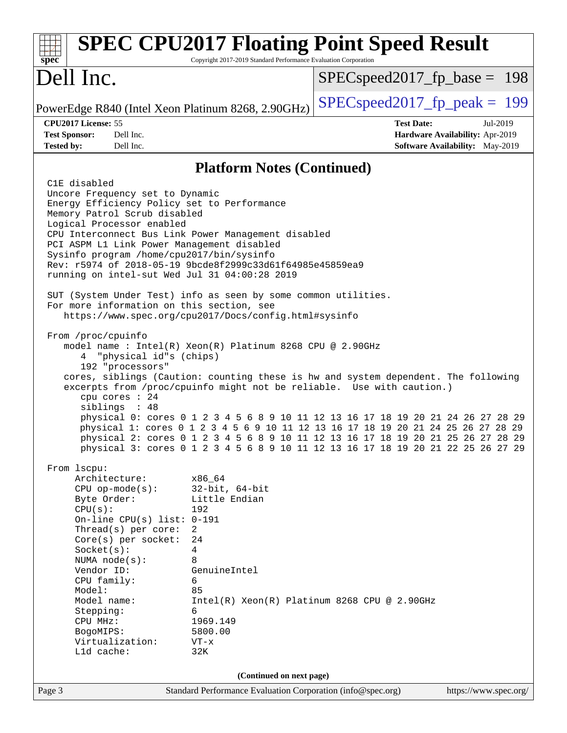# SPEC CPU2017 Floating Point Speed Result

Copyright 2017-2019 Standard Performance Evaluation Corporation

## Dell Inc.

PowerEdge R840 (Intel Xeon Platinum 8268, 2.90GHz)

SPECspeed2017_fp_base = 198

SPECspeed2017_fp_peak = 199

**CPU2017 License:** 55
**Test Sponsor:** Dell Inc.
**Tested by:** Dell Inc.

**Test Date:** Jul-2019
**Hardware Availability:** Apr-2019
**Software Availability:** May-2019

### Platform Notes (Continued)

```
C1E disabled
Uncore Frequency set to Dynamic
Energy Efficiency Policy set to Performance
Memory Patrol Scrub disabled
Logical Processor enabled
CPU Interconnect Bus Link Power Management disabled
PCI ASPM L1 Link Power Management disabled
Sysinfo program /home/cpu2017/bin/sysinfo
Rev: r5974 of 2018-05-19 9bcde8f2999c33d61f64985e45859ea9
running on intel-sut Wed Jul 31 04:00:28 2019

SUT (System Under Test) info as seen by some common utilities.
For more information on this section, see
   https://www.spec.org/cpu2017/Docs/config.html#sysinfo

From /proc/cpuinfo
   model name : Intel(R) Xeon(R) Platinum 8268 CPU @ 2.90GHz
      4  "physical id"s (chips)
      192 "processors"
   cores, siblings (Caution: counting these is hw and system dependent. The following
   excerpts from /proc/cpuinfo might not be reliable.  Use with caution.)
      cpu cores : 24
      siblings  : 48
      physical 0: cores 0 1 2 3 4 5 6 8 9 10 11 12 13 16 17 18 19 20 21 24 26 27 28 29
      physical 1: cores 0 1 2 3 4 5 6 9 10 11 12 13 16 17 18 19 20 21 24 25 26 27 28 29
      physical 2: cores 0 1 2 3 4 5 6 8 9 10 11 12 13 16 17 18 19 20 21 25 26 27 28 29
      physical 3: cores 0 1 2 3 4 5 6 8 9 10 11 12 13 16 17 18 19 20 21 22 25 26 27 29

From lscpu:
     Architecture:        x86_64
     CPU op-mode(s):      32-bit, 64-bit
     Byte Order:          Little Endian
     CPU(s):              192
     On-line CPU(s) list: 0-191
     Thread(s) per core:  2
     Core(s) per socket:  24
     Socket(s):           4
     NUMA node(s):        8
     Vendor ID:           GenuineIntel
     CPU family:          6
     Model:               85
     Model name:          Intel(R) Xeon(R) Platinum 8268 CPU @ 2.90GHz
     Stepping:            6
     CPU MHz:             1969.149
     BogoMIPS:            5800.00
     Virtualization:      VT-x
     L1d cache:           32K
```

(Continued on next page)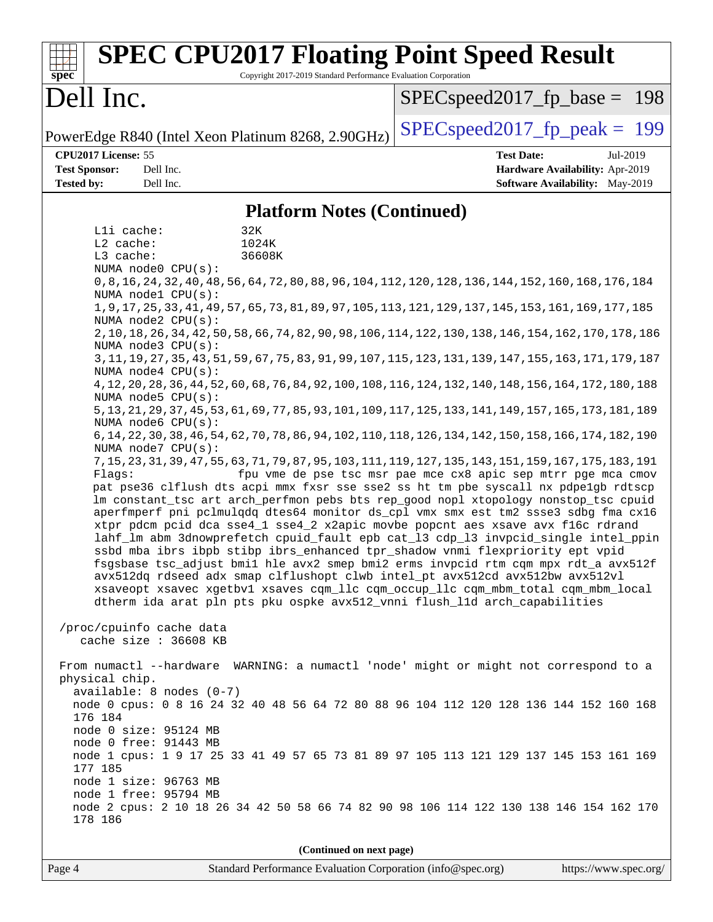# SPEC CPU2017 Floating Point Speed Result

Copyright 2017-2019 Standard Performance Evaluation Corporation

## Dell Inc.

PowerEdge R840 (Intel Xeon Platinum 8268, 2.90GHz)

SPECspeed2017_fp_base = 198

SPECspeed2017_fp_peak = 199

**CPU2017 License:** 55
**Test Sponsor:** Dell Inc.
**Tested by:** Dell Inc.

**Test Date:** Jul-2019
**Hardware Availability:** Apr-2019
**Software Availability:** May-2019

### Platform Notes (Continued)

```
     L1i cache:            32K
     L2 cache:             1024K
     L3 cache:             36608K
     NUMA node0 CPU(s):
     0,8,16,24,32,40,48,56,64,72,80,88,96,104,112,120,128,136,144,152,160,168,176,184
     NUMA node1 CPU(s):
     1,9,17,25,33,41,49,57,65,73,81,89,97,105,113,121,129,137,145,153,161,169,177,185
     NUMA node2 CPU(s):
     2,10,18,26,34,42,50,58,66,74,82,90,98,106,114,122,130,138,146,154,162,170,178,186
     NUMA node3 CPU(s):
     3,11,19,27,35,43,51,59,67,75,83,91,99,107,115,123,131,139,147,155,163,171,179,187
     NUMA node4 CPU(s):
     4,12,20,28,36,44,52,60,68,76,84,92,100,108,116,124,132,140,148,156,164,172,180,188
     NUMA node5 CPU(s):
     5,13,21,29,37,45,53,61,69,77,85,93,101,109,117,125,133,141,149,157,165,173,181,189
     NUMA node6 CPU(s):
     6,14,22,30,38,46,54,62,70,78,86,94,102,110,118,126,134,142,150,158,166,174,182,190
     NUMA node7 CPU(s):
     7,15,23,31,39,47,55,63,71,79,87,95,103,111,119,127,135,143,151,159,167,175,183,191
     Flags:               fpu vme de pse tsc msr pae mce cx8 apic sep mtrr pge mca cmov
     pat pse36 clflush dts acpi mmx fxsr sse sse2 ss ht tm pbe syscall nx pdpe1gb rdtscp
     lm constant_tsc art arch_perfmon pebs bts rep_good nopl xtopology nonstop_tsc cpuid
     aperfmperf pni pclmulqdq dtes64 monitor ds_cpl vmx smx est tm2 ssse3 sdbg fma cx16
     xtpr pdcm pcid dca sse4_1 sse4_2 x2apic movbe popcnt aes xsave avx f16c rdrand
     lahf_lm abm 3dnowprefetch cpuid_fault epb cat_l3 cdp_l3 invpcid_single intel_ppin
     ssbd mba ibrs ibpb stibp ibrs_enhanced tpr_shadow vnmi flexpriority ept vpid
     fsgsbase tsc_adjust bmi1 hle avx2 smep bmi2 erms invpcid rtm cqm mpx rdt_a avx512f
     avx512dq rdseed adx smap clflushopt clwb intel_pt avx512cd avx512bw avx512vl
     xsaveopt xsavec xgetbv1 xsaves cqm_llc cqm_occup_llc cqm_mbm_total cqm_mbm_local
     dtherm ida arat pln pts pku ospke avx512_vnni flush_l1d arch_capabilities

 /proc/cpuinfo cache data
    cache size : 36608 KB

 From numactl --hardware  WARNING: a numactl 'node' might or might not correspond to a
 physical chip.
   available: 8 nodes (0-7)
   node 0 cpus: 0 8 16 24 32 40 48 56 64 72 80 88 96 104 112 120 128 136 144 152 160 168
   176 184
   node 0 size: 95124 MB
   node 0 free: 91443 MB
   node 1 cpus: 1 9 17 25 33 41 49 57 65 73 81 89 97 105 113 121 129 137 145 153 161 169
   177 185
   node 1 size: 96763 MB
   node 1 free: 95794 MB
   node 2 cpus: 2 10 18 26 34 42 50 58 66 74 82 90 98 106 114 122 130 138 146 154 162 170
   178 186
```

(Continued on next page)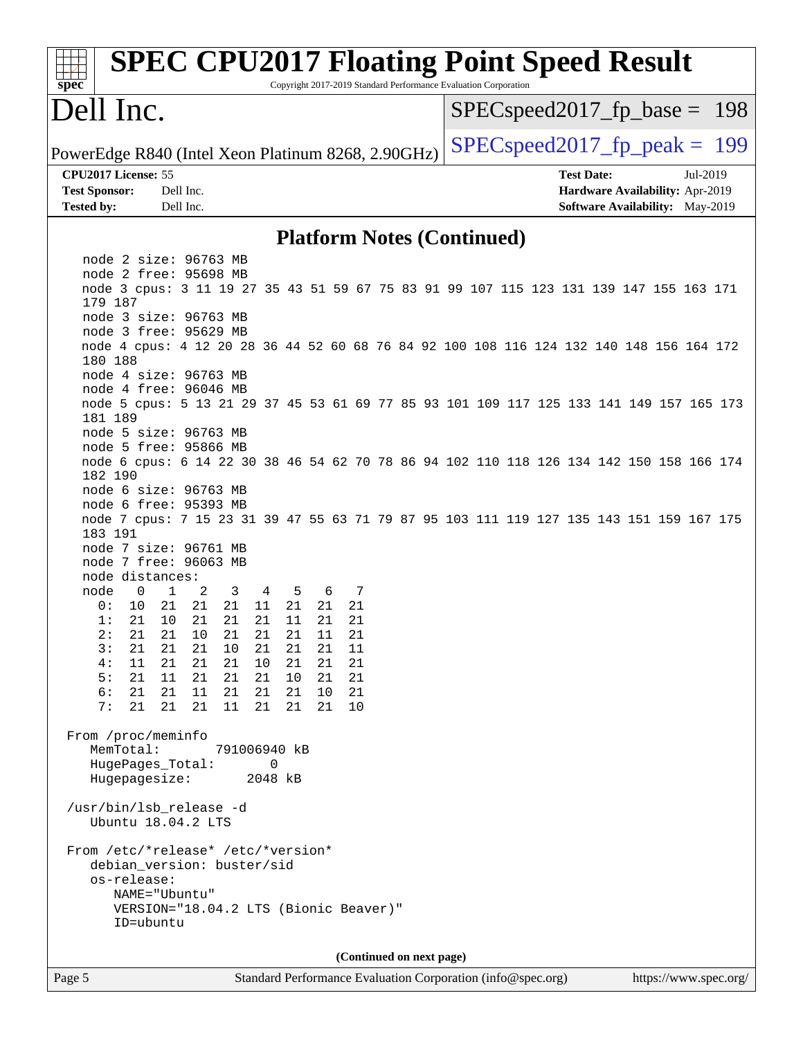# SPEC CPU2017 Floating Point Speed Result

Copyright 2017-2019 Standard Performance Evaluation Corporation

## Dell Inc.

PowerEdge R840 (Intel Xeon Platinum 8268, 2.90GHz)

SPECspeed2017_fp_base = 198

SPECspeed2017_fp_peak = 199

**CPU2017 License:** 55
**Test Sponsor:** Dell Inc.
**Tested by:** Dell Inc.

**Test Date:** Jul-2019
**Hardware Availability:** Apr-2019
**Software Availability:** May-2019

### Platform Notes (Continued)

```
   node 2 size: 96763 MB
   node 2 free: 95698 MB
   node 3 cpus: 3 11 19 27 35 43 51 59 67 75 83 91 99 107 115 123 131 139 147 155 163 171
   179 187
   node 3 size: 96763 MB
   node 3 free: 95629 MB
   node 4 cpus: 4 12 20 28 36 44 52 60 68 76 84 92 100 108 116 124 132 140 148 156 164 172
   180 188
   node 4 size: 96763 MB
   node 4 free: 96046 MB
   node 5 cpus: 5 13 21 29 37 45 53 61 69 77 85 93 101 109 117 125 133 141 149 157 165 173
   181 189
   node 5 size: 96763 MB
   node 5 free: 95866 MB
   node 6 cpus: 6 14 22 30 38 46 54 62 70 78 86 94 102 110 118 126 134 142 150 158 166 174
   182 190
   node 6 size: 96763 MB
   node 6 free: 95393 MB
   node 7 cpus: 7 15 23 31 39 47 55 63 71 79 87 95 103 111 119 127 135 143 151 159 167 175
   183 191
   node 7 size: 96761 MB
   node 7 free: 96063 MB
   node distances:
   node   0   1   2   3   4   5   6   7
     0:  10  21  21  21  11  21  21  21
     1:  21  10  21  21  21  11  21  21
     2:  21  21  10  21  21  21  11  21
     3:  21  21  21  10  21  21  21  11
     4:  11  21  21  21  10  21  21  21
     5:  21  11  21  21  21  10  21  21
     6:  21  21  11  21  21  21  10  21
     7:  21  21  21  11  21  21  21  10

 From /proc/meminfo
    MemTotal:       791006940 kB
    HugePages_Total:       0
    Hugepagesize:       2048 kB

 /usr/bin/lsb_release -d
    Ubuntu 18.04.2 LTS

 From /etc/*release* /etc/*version*
    debian_version: buster/sid
    os-release:
       NAME="Ubuntu"
       VERSION="18.04.2 LTS (Bionic Beaver)"
       ID=ubuntu
```

(Continued on next page)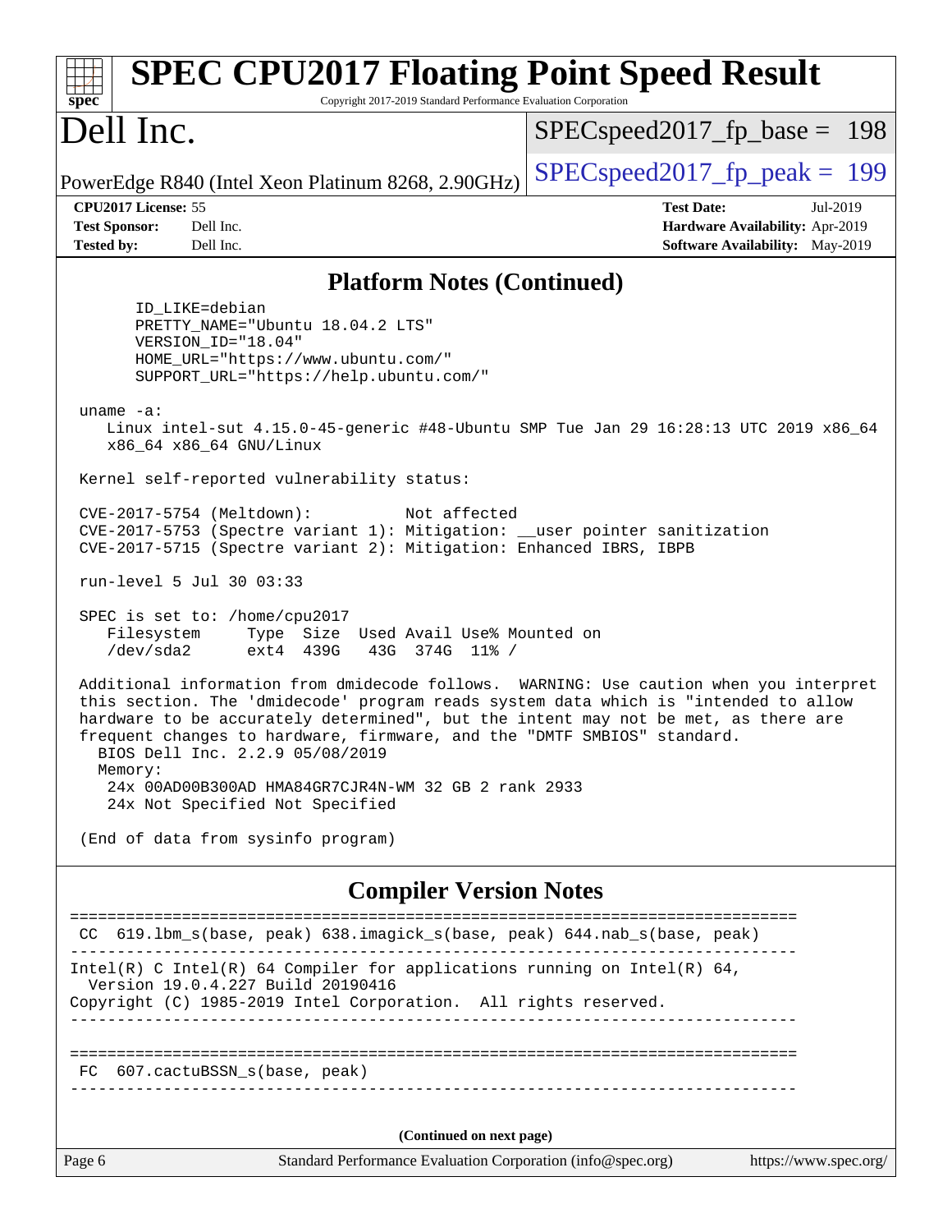## Platform Notes (Continued)

```
      ID_LIKE=debian
      PRETTY_NAME="Ubuntu 18.04.2 LTS"
      VERSION_ID="18.04"
      HOME_URL="https://www.ubuntu.com/"
      SUPPORT_URL="https://help.ubuntu.com/"

 uname -a:
    Linux intel-sut 4.15.0-45-generic #48-Ubuntu SMP Tue Jan 29 16:28:13 UTC 2019 x86_64
    x86_64 x86_64 GNU/Linux

 Kernel self-reported vulnerability status:

 CVE-2017-5754 (Meltdown):          Not affected
 CVE-2017-5753 (Spectre variant 1): Mitigation: __user pointer sanitization
 CVE-2017-5715 (Spectre variant 2): Mitigation: Enhanced IBRS, IBPB

 run-level 5 Jul 30 03:33

 SPEC is set to: /home/cpu2017
    Filesystem     Type  Size  Used Avail Use% Mounted on
    /dev/sda2      ext4  439G   43G  374G  11% /

 Additional information from dmidecode follows.  WARNING: Use caution when you interpret
 this section. The 'dmidecode' program reads system data which is "intended to allow
 hardware to be accurately determined", but the intent may not be met, as there are
 frequent changes to hardware, firmware, and the "DMTF SMBIOS" standard.
   BIOS Dell Inc. 2.2.9 05/08/2019
   Memory:
    24x 00AD00B300AD HMA84GR7CJR4N-WM 32 GB 2 rank 2933
    24x Not Specified Not Specified

 (End of data from sysinfo program)
```

## Compiler Version Notes

```
==============================================================================
 CC  619.lbm_s(base, peak) 638.imagick_s(base, peak) 644.nab_s(base, peak)
------------------------------------------------------------------------------
Intel(R) C Intel(R) 64 Compiler for applications running on Intel(R) 64,
  Version 19.0.4.227 Build 20190416
Copyright (C) 1985-2019 Intel Corporation.  All rights reserved.
------------------------------------------------------------------------------

==============================================================================
 FC  607.cactuBSSN_s(base, peak)
------------------------------------------------------------------------------
```

(Continued on next page)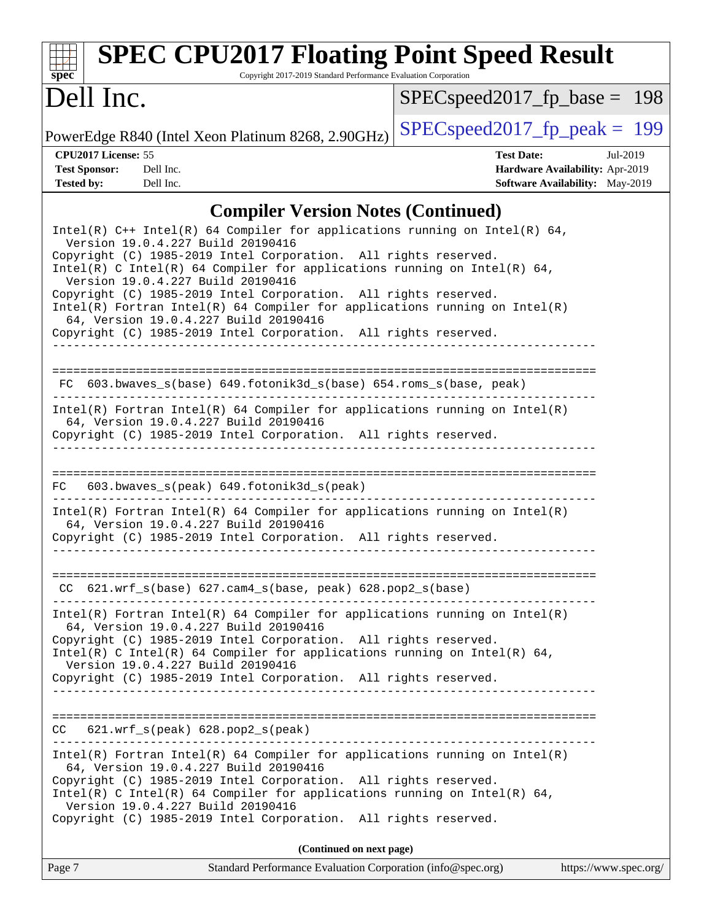## Compiler Version Notes (Continued)

```
Intel(R) C++ Intel(R) 64 Compiler for applications running on Intel(R) 64,
  Version 19.0.4.227 Build 20190416
Copyright (C) 1985-2019 Intel Corporation.  All rights reserved.
Intel(R) C Intel(R) 64 Compiler for applications running on Intel(R) 64,
  Version 19.0.4.227 Build 20190416
Copyright (C) 1985-2019 Intel Corporation.  All rights reserved.
Intel(R) Fortran Intel(R) 64 Compiler for applications running on Intel(R)
  64, Version 19.0.4.227 Build 20190416
Copyright (C) 1985-2019 Intel Corporation.  All rights reserved.
------------------------------------------------------------------------------

==============================================================================
 FC  603.bwaves_s(base) 649.fotonik3d_s(base) 654.roms_s(base, peak)
------------------------------------------------------------------------------
Intel(R) Fortran Intel(R) 64 Compiler for applications running on Intel(R)
  64, Version 19.0.4.227 Build 20190416
Copyright (C) 1985-2019 Intel Corporation.  All rights reserved.
------------------------------------------------------------------------------

==============================================================================
FC   603.bwaves_s(peak) 649.fotonik3d_s(peak)
------------------------------------------------------------------------------
Intel(R) Fortran Intel(R) 64 Compiler for applications running on Intel(R)
  64, Version 19.0.4.227 Build 20190416
Copyright (C) 1985-2019 Intel Corporation.  All rights reserved.
------------------------------------------------------------------------------

==============================================================================
 CC  621.wrf_s(base) 627.cam4_s(base, peak) 628.pop2_s(base)
------------------------------------------------------------------------------
Intel(R) Fortran Intel(R) 64 Compiler for applications running on Intel(R)
  64, Version 19.0.4.227 Build 20190416
Copyright (C) 1985-2019 Intel Corporation.  All rights reserved.
Intel(R) C Intel(R) 64 Compiler for applications running on Intel(R) 64,
  Version 19.0.4.227 Build 20190416
Copyright (C) 1985-2019 Intel Corporation.  All rights reserved.
------------------------------------------------------------------------------

==============================================================================
CC   621.wrf_s(peak) 628.pop2_s(peak)
------------------------------------------------------------------------------
Intel(R) Fortran Intel(R) 64 Compiler for applications running on Intel(R)
  64, Version 19.0.4.227 Build 20190416
Copyright (C) 1985-2019 Intel Corporation.  All rights reserved.
Intel(R) C Intel(R) 64 Compiler for applications running on Intel(R) 64,
  Version 19.0.4.227 Build 20190416
Copyright (C) 1985-2019 Intel Corporation.  All rights reserved.
```

**(Continued on next page)**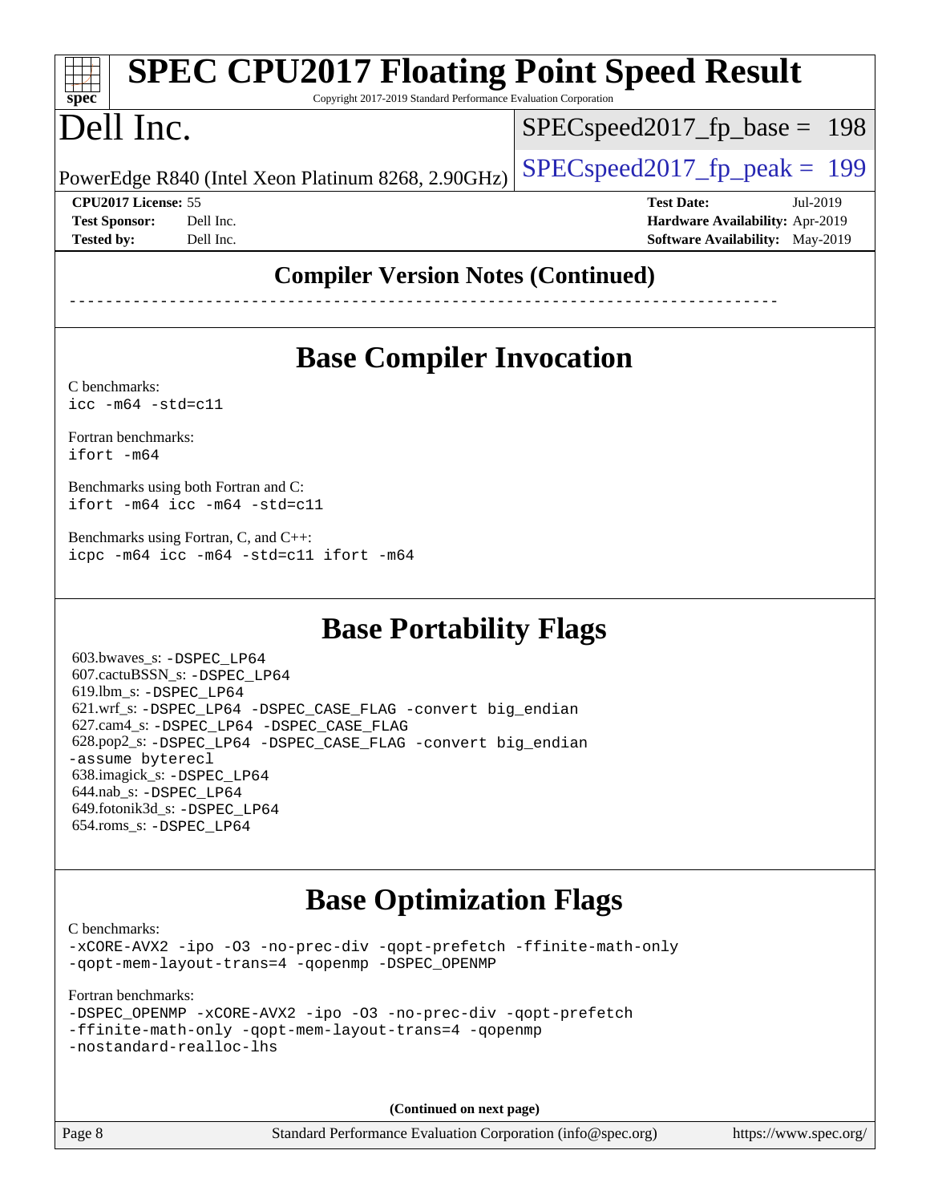# SPEC CPU2017 Floating Point Speed Result

Copyright 2017-2019 Standard Performance Evaluation Corporation

# Dell Inc.

PowerEdge R840 (Intel Xeon Platinum 8268, 2.90GHz)

SPECspeed2017_fp_base = 198

SPECspeed2017_fp_peak = 199

**CPU2017 License:** 55
**Test Sponsor:** Dell Inc.
**Tested by:** Dell Inc.

**Test Date:** Jul-2019
**Hardware Availability:** Apr-2019
**Software Availability:** May-2019

## Compiler Version Notes (Continued)

------------------------------------------------------------------------------

## Base Compiler Invocation

C benchmarks:
```
icc -m64 -std=c11
```

Fortran benchmarks:
```
ifort -m64
```

Benchmarks using both Fortran and C:
```
ifort -m64 icc -m64 -std=c11
```

Benchmarks using Fortran, C, and C++:
```
icpc -m64 icc -m64 -std=c11 ifort -m64
```

## Base Portability Flags

603.bwaves_s: -DSPEC_LP64
607.cactuBSSN_s: -DSPEC_LP64
619.lbm_s: -DSPEC_LP64
621.wrf_s: -DSPEC_LP64 -DSPEC_CASE_FLAG -convert big_endian
627.cam4_s: -DSPEC_LP64 -DSPEC_CASE_FLAG
628.pop2_s: -DSPEC_LP64 -DSPEC_CASE_FLAG -convert big_endian -assume byterecl
638.imagick_s: -DSPEC_LP64
644.nab_s: -DSPEC_LP64
649.fotonik3d_s: -DSPEC_LP64
654.roms_s: -DSPEC_LP64

## Base Optimization Flags

C benchmarks:
```
-xCORE-AVX2 -ipo -O3 -no-prec-div -qopt-prefetch -ffinite-math-only
-qopt-mem-layout-trans=4 -qopenmp -DSPEC_OPENMP
```

Fortran benchmarks:
```
-DSPEC_OPENMP -xCORE-AVX2 -ipo -O3 -no-prec-div -qopt-prefetch
-ffinite-math-only -qopt-mem-layout-trans=4 -qopenmp
-nostandard-realloc-lhs
```

**(Continued on next page)**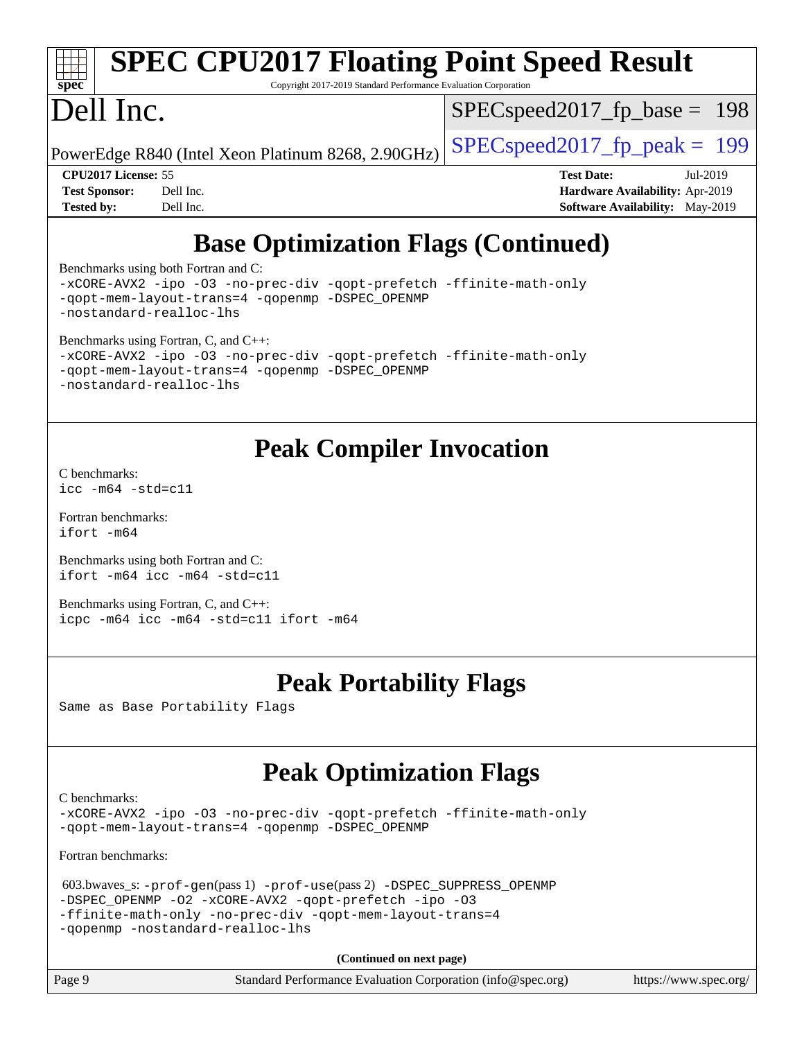## Base Optimization Flags (Continued)

Benchmarks using both Fortran and C:

```
-xCORE-AVX2 -ipo -O3 -no-prec-div -qopt-prefetch -ffinite-math-only
-qopt-mem-layout-trans=4 -qopenmp -DSPEC_OPENMP
-nostandard-realloc-lhs
```

Benchmarks using Fortran, C, and C++:

```
-xCORE-AVX2 -ipo -O3 -no-prec-div -qopt-prefetch -ffinite-math-only
-qopt-mem-layout-trans=4 -qopenmp -DSPEC_OPENMP
-nostandard-realloc-lhs
```

## Peak Compiler Invocation

C benchmarks:

```
icc -m64 -std=c11
```

Fortran benchmarks:

```
ifort -m64
```

Benchmarks using both Fortran and C:

```
ifort -m64 icc -m64 -std=c11
```

Benchmarks using Fortran, C, and C++:

```
icpc -m64 icc -m64 -std=c11 ifort -m64
```

## Peak Portability Flags

Same as Base Portability Flags

## Peak Optimization Flags

C benchmarks:

```
-xCORE-AVX2 -ipo -O3 -no-prec-div -qopt-prefetch -ffinite-math-only
-qopt-mem-layout-trans=4 -qopenmp -DSPEC_OPENMP
```

Fortran benchmarks:

603.bwaves_s: -prof-gen(pass 1) -prof-use(pass 2) -DSPEC_SUPPRESS_OPENMP
-DSPEC_OPENMP -O2 -xCORE-AVX2 -qopt-prefetch -ipo -O3
-ffinite-math-only -no-prec-div -qopt-mem-layout-trans=4
-qopenmp -nostandard-realloc-lhs

**(Continued on next page)**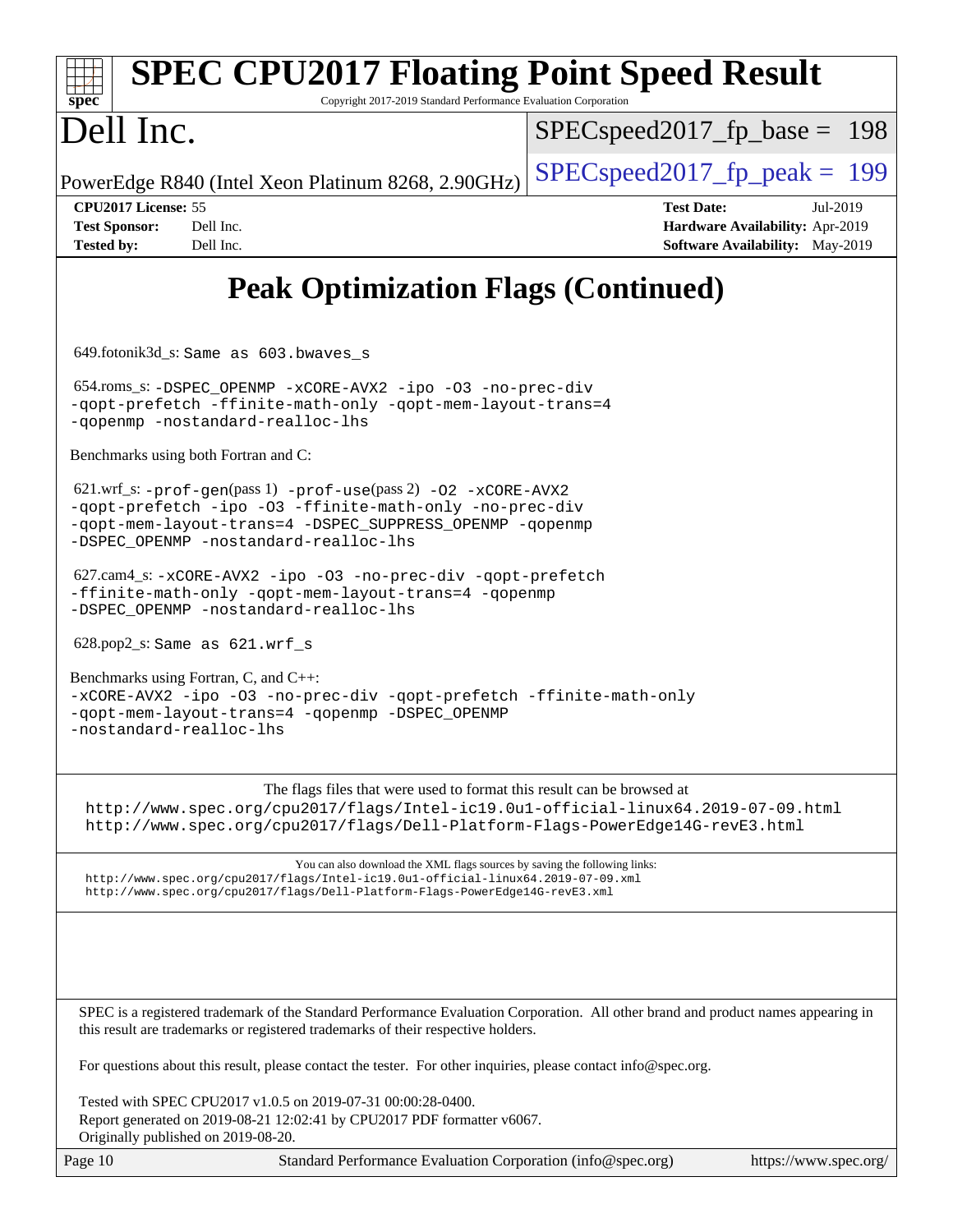# Peak Optimization Flags (Continued)

649.fotonik3d_s: Same as 603.bwaves_s

654.roms_s: -DSPEC_OPENMP -xCORE-AVX2 -ipo -O3 -no-prec-div -qopt-prefetch -ffinite-math-only -qopt-mem-layout-trans=4 -qopenmp -nostandard-realloc-lhs

Benchmarks using both Fortran and C:

621.wrf_s: -prof-gen(pass 1) -prof-use(pass 2) -O2 -xCORE-AVX2 -qopt-prefetch -ipo -O3 -ffinite-math-only -no-prec-div -qopt-mem-layout-trans=4 -DSPEC_SUPPRESS_OPENMP -qopenmp -DSPEC_OPENMP -nostandard-realloc-lhs

627.cam4_s: -xCORE-AVX2 -ipo -O3 -no-prec-div -qopt-prefetch -ffinite-math-only -qopt-mem-layout-trans=4 -qopenmp -DSPEC_OPENMP -nostandard-realloc-lhs

628.pop2_s: Same as 621.wrf_s

Benchmarks using Fortran, C, and C++:
-xCORE-AVX2 -ipo -O3 -no-prec-div -qopt-prefetch -ffinite-math-only -qopt-mem-layout-trans=4 -qopenmp -DSPEC_OPENMP -nostandard-realloc-lhs

The flags files that were used to format this result can be browsed at
http://www.spec.org/cpu2017/flags/Intel-ic19.0u1-official-linux64.2019-07-09.html
http://www.spec.org/cpu2017/flags/Dell-Platform-Flags-PowerEdge14G-revE3.html

You can also download the XML flags sources by saving the following links:
http://www.spec.org/cpu2017/flags/Intel-ic19.0u1-official-linux64.2019-07-09.xml
http://www.spec.org/cpu2017/flags/Dell-Platform-Flags-PowerEdge14G-revE3.xml

SPEC is a registered trademark of the Standard Performance Evaluation Corporation. All other brand and product names appearing in this result are trademarks or registered trademarks of their respective holders.

For questions about this result, please contact the tester. For other inquiries, please contact info@spec.org.

Tested with SPEC CPU2017 v1.0.5 on 2019-07-31 00:00:28-0400.
Report generated on 2019-08-21 12:02:41 by CPU2017 PDF formatter v6067.
Originally published on 2019-08-20.